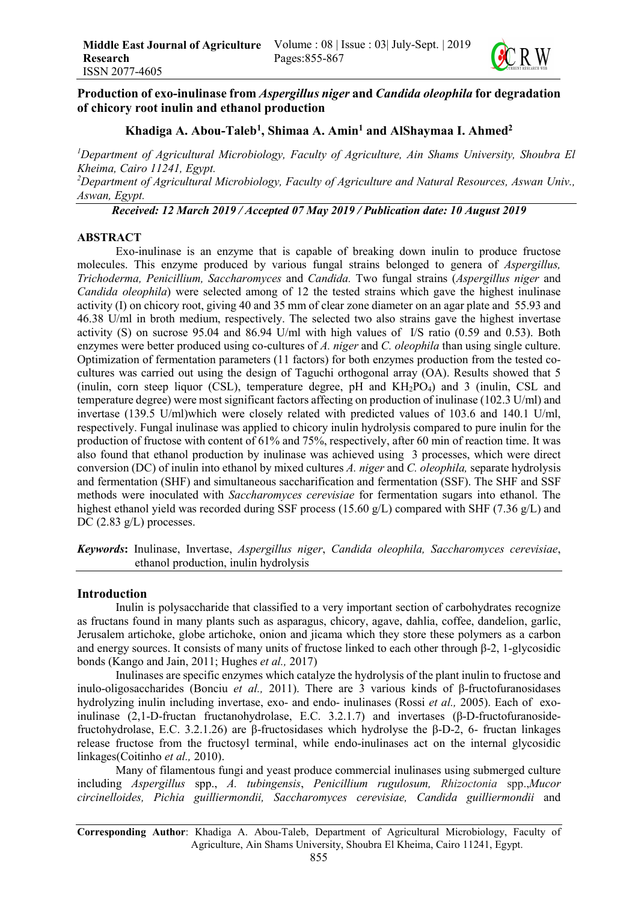# Production of exo-inulinase from *Aspergillus niger* and *Candida oleophila* for degradation of chicory root inulin and ethanol production

**Khadiga A. Abou-Taleb[1], Shimaa A. Amin[1] and AlShaymaa I. Ahmed[2]**

[1]*Department of Agricultural Microbiology, Faculty of Agriculture, Ain Shams University, Shoubra El Kheima, Cairo 11241, Egypt.*

[2]*Department of Agricultural Microbiology, Faculty of Agriculture and Natural Resources, Aswan Univ., Aswan, Egypt.*

***Received: 12 March 2019 / Accepted 07 May 2019 / Publication date: 10 August 2019***

## ABSTRACT

Exo-inulinase is an enzyme that is capable of breaking down inulin to produce fructose molecules. This enzyme produced by various fungal strains belonged to genera of *Aspergillus, Trichoderma, Penicillium, Saccharomyces* and *Candida.* Two fungal strains (*Aspergillus niger* and *Candida oleophila*) were selected among of 12 the tested strains which gave the highest inulinase activity (I) on chicory root, giving 40 and 35 mm of clear zone diameter on an agar plate and 55.93 and 46.38 U/ml in broth medium, respectively. The selected two also strains gave the highest invertase activity (S) on sucrose 95.04 and 86.94 U/ml with high values of I/S ratio (0.59 and 0.53). Both enzymes were better produced using co-cultures of *A. niger* and *C. oleophila* than using single culture. Optimization of fermentation parameters (11 factors) for both enzymes production from the tested co-cultures was carried out using the design of Taguchi orthogonal array (OA). Results showed that 5 (inulin, corn steep liquor (CSL), temperature degree, pH and $KH_2PO_4$) and 3 (inulin, CSL and temperature degree) were most significant factors affecting on production of inulinase (102.3 U/ml) and invertase (139.5 U/ml)which were closely related with predicted values of 103.6 and 140.1 U/ml, respectively. Fungal inulinase was applied to chicory inulin hydrolysis compared to pure inulin for the production of fructose with content of 61% and 75%, respectively, after 60 min of reaction time. It was also found that ethanol production by inulinase was achieved using 3 processes, which were direct conversion (DC) of inulin into ethanol by mixed cultures *A. niger* and *C. oleophila,* separate hydrolysis and fermentation (SHF) and simultaneous saccharification and fermentation (SSF). The SHF and SSF methods were inoculated with *Saccharomyces cerevisiae* for fermentation sugars into ethanol. The highest ethanol yield was recorded during SSF process (15.60 g/L) compared with SHF (7.36 g/L) and DC (2.83 g/L) processes.

***Keywords*:** Inulinase, Invertase, *Aspergillus niger*, *Candida oleophila, Saccharomyces cerevisiae*, ethanol production, inulin hydrolysis

## Introduction

Inulin is polysaccharide that classified to a very important section of carbohydrates recognize as fructans found in many plants such as asparagus, chicory, agave, dahlia, coffee, dandelion, garlic, Jerusalem artichoke, globe artichoke, onion and jicama which they store these polymers as a carbon and energy sources. It consists of many units of fructose linked to each other through β-2, 1-glycosidic bonds (Kango and Jain, 2011; Hughes *et al.,* 2017)

Inulinases are specific enzymes which catalyze the hydrolysis of the plant inulin to fructose and inulo-oligosaccharides (Bonciu *et al.,* 2011). There are 3 various kinds of β-fructofuranosidases hydrolyzing inulin including invertase, exo- and endo- inulinases (Rossi *et al.,* 2005). Each of exo-inulinase (2,1-D-fructan fructanohydrolase, E.C. 3.2.1.7) and invertases (β-D-fructofuranoside-fructohydrolase, E.C. 3.2.1.26) are β-fructosidases which hydrolyse the β-D-2, 6- fructan linkages release fructose from the fructosyl terminal, while endo-inulinases act on the internal glycosidic linkages(Coitinho *et al.,* 2010).

Many of filamentous fungi and yeast produce commercial inulinases using submerged culture including *Aspergillus* spp., *A. tubingensis*, *Penicillium rugulosum, Rhizoctonia* spp.,*Mucor circinelloides, Pichia guilliermondii, Saccharomyces cerevisiae, Candida guilliermondii* and

---

**Corresponding Author**: Khadiga A. Abou-Taleb, Department of Agricultural Microbiology, Faculty of Agriculture, Ain Shams University, Shoubra El Kheima, Cairo 11241, Egypt.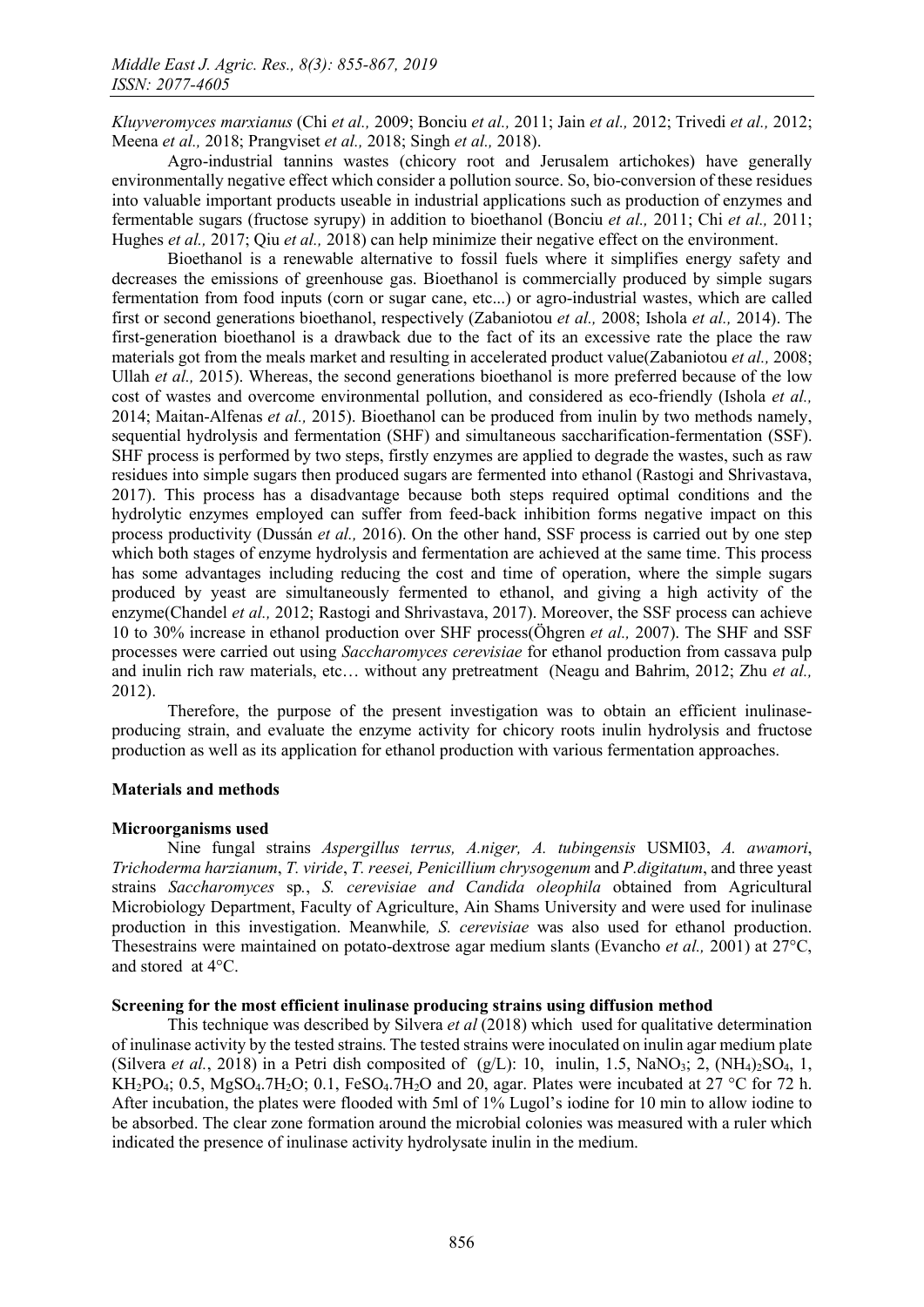*Kluyveromyces marxianus* (Chi *et al.,* 2009; Bonciu *et al.,* 2011; Jain *et al.,* 2012; Trivedi *et al.,* 2012; Meena *et al.,* 2018; Prangviset *et al.,* 2018; Singh *et al.,* 2018).

Agro-industrial tannins wastes (chicory root and Jerusalem artichokes) have generally environmentally negative effect which consider a pollution source. So, bio-conversion of these residues into valuable important products useable in industrial applications such as production of enzymes and fermentable sugars (fructose syrupy) in addition to bioethanol (Bonciu *et al.,* 2011; Chi *et al.,* 2011; Hughes *et al.,* 2017; Qiu *et al.,* 2018) can help minimize their negative effect on the environment.

Bioethanol is a renewable alternative to fossil fuels where it simplifies energy safety and decreases the emissions of greenhouse gas. Bioethanol is commercially produced by simple sugars fermentation from food inputs (corn or sugar cane, etc...) or agro-industrial wastes, which are called first or second generations bioethanol, respectively (Zabaniotou *et al.,* 2008; Ishola *et al.,* 2014). The first-generation bioethanol is a drawback due to the fact of its an excessive rate the place the raw materials got from the meals market and resulting in accelerated product value(Zabaniotou *et al.,* 2008; Ullah *et al.,* 2015). Whereas, the second generations bioethanol is more preferred because of the low cost of wastes and overcome environmental pollution, and considered as eco-friendly (Ishola *et al.,* 2014; Maitan-Alfenas *et al.,* 2015). Bioethanol can be produced from inulin by two methods namely, sequential hydrolysis and fermentation (SHF) and simultaneous saccharification-fermentation (SSF). SHF process is performed by two steps, firstly enzymes are applied to degrade the wastes, such as raw residues into simple sugars then produced sugars are fermented into ethanol (Rastogi and Shrivastava, 2017). This process has a disadvantage because both steps required optimal conditions and the hydrolytic enzymes employed can suffer from feed-back inhibition forms negative impact on this process productivity (Dussán *et al.,* 2016). On the other hand, SSF process is carried out by one step which both stages of enzyme hydrolysis and fermentation are achieved at the same time. This process has some advantages including reducing the cost and time of operation, where the simple sugars produced by yeast are simultaneously fermented to ethanol, and giving a high activity of the enzyme(Chandel *et al.,* 2012; Rastogi and Shrivastava, 2017). Moreover, the SSF process can achieve 10 to 30% increase in ethanol production over SHF process(Öhgren *et al.,* 2007). The SHF and SSF processes were carried out using *Saccharomyces cerevisiae* for ethanol production from cassava pulp and inulin rich raw materials, etc… without any pretreatment (Neagu and Bahrim, 2012; Zhu *et al.,* 2012).

Therefore, the purpose of the present investigation was to obtain an efficient inulinase-producing strain, and evaluate the enzyme activity for chicory roots inulin hydrolysis and fructose production as well as its application for ethanol production with various fermentation approaches.

## Materials and methods

### Microorganisms used

Nine fungal strains *Aspergillus terrus, A.niger, A. tubingensis* USMI03, *A. awamori*, *Trichoderma harzianum*, *T. viride*, *T. reesei, Penicillium chrysogenum* and *P.digitatum*, and three yeast strains *Saccharomyces* sp*.*, *S. cerevisiae and Candida oleophila* obtained from Agricultural Microbiology Department, Faculty of Agriculture, Ain Shams University and were used for inulinase production in this investigation. Meanwhile*, S. cerevisiae* was also used for ethanol production. Thesestrains were maintained on potato-dextrose agar medium slants (Evancho *et al.,* 2001) at 27°C, and stored at 4°C.

### Screening for the most efficient inulinase producing strains using diffusion method

This technique was described by Silvera *et al* (2018) which used for qualitative determination of inulinase activity by the tested strains. The tested strains were inoculated on inulin agar medium plate (Silvera *et al.*, 2018) in a Petri dish composited of (g/L): 10, inulin, 1.5, $NaNO_3$; 2, $(NH_4)_2SO_4$, 1, $KH_2PO_4$; 0.5, $MgSO_4.7H_2O$; 0.1, $FeSO_4.7H_2O$ and 20, agar. Plates were incubated at 27 °C for 72 h. After incubation, the plates were flooded with 5ml of 1% Lugol's iodine for 10 min to allow iodine to be absorbed. The clear zone formation around the microbial colonies was measured with a ruler which indicated the presence of inulinase activity hydrolysate inulin in the medium.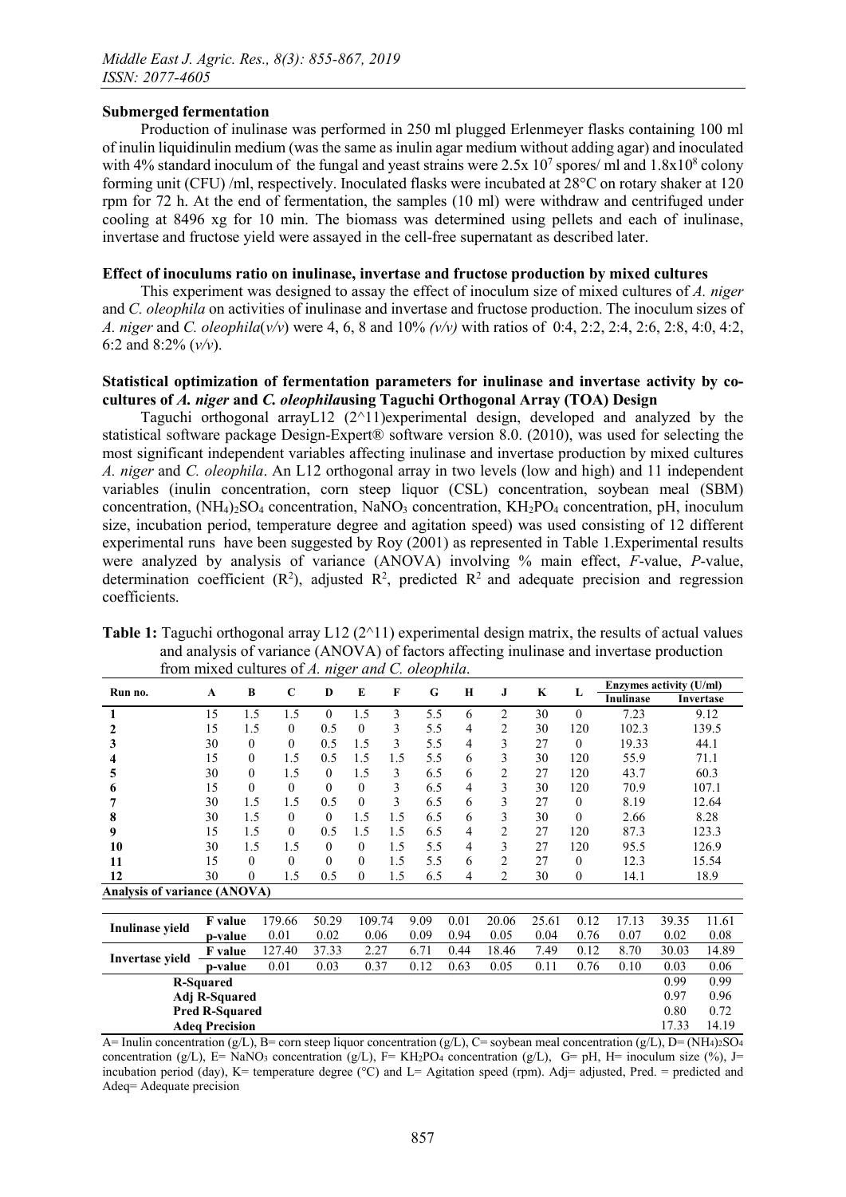### Submerged fermentation

Production of inulinase was performed in 250 ml plugged Erlenmeyer flasks containing 100 ml of inulin liquidinulin medium (was the same as inulin agar medium without adding agar) and inoculated with 4% standard inoculum of the fungal and yeast strains were $2.5 \times 10^7$ spores/ ml and $1.8 \times 10^8$ colony forming unit (CFU) /ml, respectively. Inoculated flasks were incubated at 28°C on rotary shaker at 120 rpm for 72 h. At the end of fermentation, the samples (10 ml) were withdraw and centrifuged under cooling at 8496 xg for 10 min. The biomass was determined using pellets and each of inulinase, invertase and fructose yield were assayed in the cell-free supernatant as described later.

### Effect of inoculums ratio on inulinase, invertase and fructose production by mixed cultures

This experiment was designed to assay the effect of inoculum size of mixed cultures of *A. niger* and *C. oleophila* on activities of inulinase and invertase and fructose production. The inoculum sizes of *A. niger* and *C. oleophila*(*v/v*) were 4, 6, 8 and 10% *(v/v)* with ratios of 0:4, 2:2, 2:4, 2:6, 2:8, 4:0, 4:2, 6:2 and 8:2% (*v/v*).

### Statistical optimization of fermentation parameters for inulinase and invertase activity by co-cultures of *A. niger* and *C. oleophila*using Taguchi Orthogonal Array (TOA) Design

Taguchi orthogonal arrayL12 (2^11)experimental design, developed and analyzed by the statistical software package Design-Expert® software version 8.0. (2010), was used for selecting the most significant independent variables affecting inulinase and invertase production by mixed cultures *A. niger* and *C. oleophila*. An L12 orthogonal array in two levels (low and high) and 11 independent variables (inulin concentration, corn steep liquor (CSL) concentration, soybean meal (SBM) concentration, $(NH_4)_2SO_4$ concentration, $NaNO_3$ concentration, $KH_2PO_4$ concentration, pH, inoculum size, incubation period, temperature degree and agitation speed) was used consisting of 12 different experimental runs have been suggested by Roy (2001) as represented in Table 1.Experimental results were analyzed by analysis of variance (ANOVA) involving % main effect, *F*-value, *P*-value, determination coefficient ($R^2$), adjusted $R^2$, predicted $R^2$ and adequate precision and regression coefficients.

**Table 1:** Taguchi orthogonal array L12 (2^11) experimental design matrix, the results of actual values and analysis of variance (ANOVA) of factors affecting inulinase and invertase production from mixed cultures of *A. niger and C. oleophila*.

| Run no. | A | B | C | D | E | F | G | H | J | K | L | Enzymes activity (U/ml) Inulinase | Invertase |
|---|---|---|---|---|---|---|---|---|---|---|---|---|---|
| 1 | 15 | 1.5 | 1.5 | 0 | 1.5 | 3 | 5.5 | 6 | 2 | 30 | 0 | 7.23 | 9.12 |
| 2 | 15 | 1.5 | 0 | 0.5 | 0 | 3 | 5.5 | 4 | 2 | 30 | 120 | 102.3 | 139.5 |
| 3 | 30 | 0 | 0 | 0.5 | 1.5 | 3 | 5.5 | 4 | 3 | 27 | 0 | 19.33 | 44.1 |
| 4 | 15 | 0 | 1.5 | 0.5 | 1.5 | 1.5 | 5.5 | 6 | 3 | 30 | 120 | 55.9 | 71.1 |
| 5 | 30 | 0 | 1.5 | 0 | 1.5 | 3 | 6.5 | 6 | 2 | 27 | 120 | 43.7 | 60.3 |
| 6 | 15 | 0 | 0 | 0 | 0 | 3 | 6.5 | 4 | 3 | 30 | 120 | 70.9 | 107.1 |
| 7 | 30 | 1.5 | 1.5 | 0.5 | 0 | 3 | 6.5 | 6 | 3 | 27 | 0 | 8.19 | 12.64 |
| 8 | 30 | 1.5 | 0 | 0 | 1.5 | 1.5 | 6.5 | 6 | 3 | 30 | 0 | 2.66 | 8.28 |
| 9 | 15 | 1.5 | 0 | 0.5 | 1.5 | 1.5 | 6.5 | 4 | 2 | 27 | 120 | 87.3 | 123.3 |
| 10 | 30 | 1.5 | 1.5 | 0 | 0 | 1.5 | 5.5 | 4 | 3 | 27 | 120 | 95.5 | 126.9 |
| 11 | 15 | 0 | 0 | 0 | 0 | 1.5 | 5.5 | 6 | 2 | 27 | 0 | 12.3 | 15.54 |
| 12 | 30 | 0 | 1.5 | 0.5 | 0 | 1.5 | 6.5 | 4 | 2 | 30 | 0 | 14.1 | 18.9 |
| **Analysis of variance (ANOVA)** | | | | | | | | | | | | | |
| Inulinase yield | | F value | 179.66 | 50.29 | 109.74 | 9.09 | 0.01 | 20.06 | 25.61 | 0.12 | 17.13 | 39.35 | 11.61 |
| | | p-value | 0.01 | 0.02 | 0.06 | 0.09 | 0.94 | 0.05 | 0.04 | 0.76 | 0.07 | 0.02 | 0.08 |
| Invertase yield | | F value | 127.40 | 37.33 | 2.27 | 6.71 | 0.44 | 18.46 | 7.49 | 0.12 | 8.70 | 30.03 | 14.89 |
| | | p-value | 0.01 | 0.03 | 0.37 | 0.12 | 0.63 | 0.05 | 0.11 | 0.76 | 0.10 | 0.03 | 0.06 |
| R-Squared | | | | | | | | | | | | 0.99 | 0.99 |
| Adj R-Squared | | | | | | | | | | | | 0.97 | 0.96 |
| Pred R-Squared | | | | | | | | | | | | 0.80 | 0.72 |
| Adeq Precision | | | | | | | | | | | | 17.33 | 14.19 |

A= Inulin concentration (g/L), B= corn steep liquor concentration (g/L), C= soybean meal concentration (g/L), D= $(NH_4)_2SO_4$ concentration (g/L), E= $NaNO_3$ concentration (g/L), F= $KH_2PO_4$ concentration (g/L), G= pH, H= inoculum size (%), J= incubation period (day), K= temperature degree (°C) and L= Agitation speed (rpm). Adj= adjusted, Pred. = predicted and Adeq= Adequate precision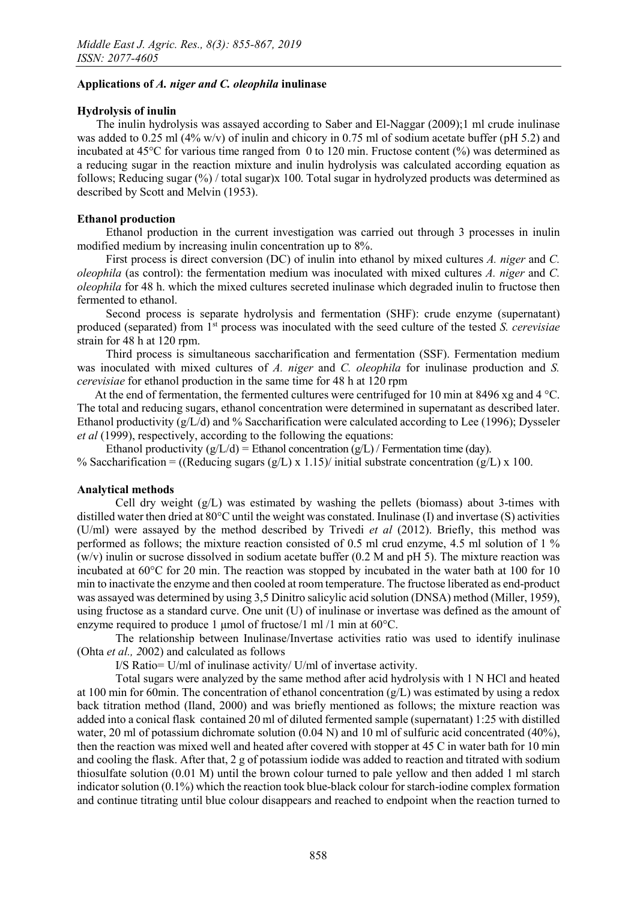### Applications of *A. niger and C. oleophila* inulinase

#### Hydrolysis of inulin

The inulin hydrolysis was assayed according to Saber and El-Naggar (2009);1 ml crude inulinase was added to 0.25 ml (4% w/v) of inulin and chicory in 0.75 ml of sodium acetate buffer (pH 5.2) and incubated at 45°C for various time ranged from 0 to 120 min. Fructose content (%) was determined as a reducing sugar in the reaction mixture and inulin hydrolysis was calculated according equation as follows; Reducing sugar (%) / total sugar)x 100. Total sugar in hydrolyzed products was determined as described by Scott and Melvin (1953).

#### Ethanol production

Ethanol production in the current investigation was carried out through 3 processes in inulin modified medium by increasing inulin concentration up to 8%.

First process is direct conversion (DC) of inulin into ethanol by mixed cultures *A. niger* and *C. oleophila* (as control): the fermentation medium was inoculated with mixed cultures *A. niger* and *C. oleophila* for 48 h. which the mixed cultures secreted inulinase which degraded inulin to fructose then fermented to ethanol.

Second process is separate hydrolysis and fermentation (SHF): crude enzyme (supernatant) produced (separated) from 1st process was inoculated with the seed culture of the tested *S. cerevisiae* strain for 48 h at 120 rpm.

Third process is simultaneous saccharification and fermentation (SSF). Fermentation medium was inoculated with mixed cultures of *A. niger* and *C. oleophila* for inulinase production and *S. cerevisiae* for ethanol production in the same time for 48 h at 120 rpm

At the end of fermentation, the fermented cultures were centrifuged for 10 min at 8496 xg and 4 °C. The total and reducing sugars, ethanol concentration were determined in supernatant as described later. Ethanol productivity (g/L/d) and % Saccharification were calculated according to Lee (1996); Dysseler *et al* (1999), respectively, according to the following the equations:

Ethanol productivity (g/L/d) = Ethanol concentration (g/L) / Fermentation time (day).

% Saccharification = ((Reducing sugars (g/L) x 1.15)/ initial substrate concentration (g/L) x 100.

#### Analytical methods

Cell dry weight (g/L) was estimated by washing the pellets (biomass) about 3-times with distilled water then dried at 80°C until the weight was constated. Inulinase (I) and invertase (S) activities (U/ml) were assayed by the method described by Trivedi *et al* (2012). Briefly, this method was performed as follows; the mixture reaction consisted of 0.5 ml crud enzyme, 4.5 ml solution of 1 % (w/v) inulin or sucrose dissolved in sodium acetate buffer (0.2 M and pH 5). The mixture reaction was incubated at 60°C for 20 min. The reaction was stopped by incubated in the water bath at 100 for 10 min to inactivate the enzyme and then cooled at room temperature. The fructose liberated as end-product was assayed was determined by using 3,5 Dinitro salicylic acid solution (DNSA) method (Miller, 1959), using fructose as a standard curve. One unit (U) of inulinase or invertase was defined as the amount of enzyme required to produce 1 µmol of fructose/1 ml /1 min at 60°C.

The relationship between Inulinase/Invertase activities ratio was used to identify inulinase (Ohta *et al., 2*002) and calculated as follows

I/S Ratio= U/ml of inulinase activity/ U/ml of invertase activity.

Total sugars were analyzed by the same method after acid hydrolysis with 1 N HCl and heated at 100 min for 60min. The concentration of ethanol (ethanol concentration (g/L) was estimated by using a redox back titration method (Iland, 2000) and was briefly mentioned as follows; the mixture reaction was added into a conical flask contained 20 ml of diluted fermented sample (supernatant) 1:25 with distilled water, 20 ml of potassium dichromate solution (0.04 N) and 10 ml of sulfuric acid concentrated (40%), then the reaction was mixed well and heated after covered with stopper at 45 C in water bath for 10 min and cooling the flask. After that, 2 g of potassium iodide was added to reaction and titrated with sodium thiosulfate solution (0.01 M) until the brown colour turned to pale yellow and then added 1 ml starch indicator solution (0.1%) which the reaction took blue-black colour for starch-iodine complex formation and continue titrating until blue colour disappears and reached to endpoint when the reaction turned to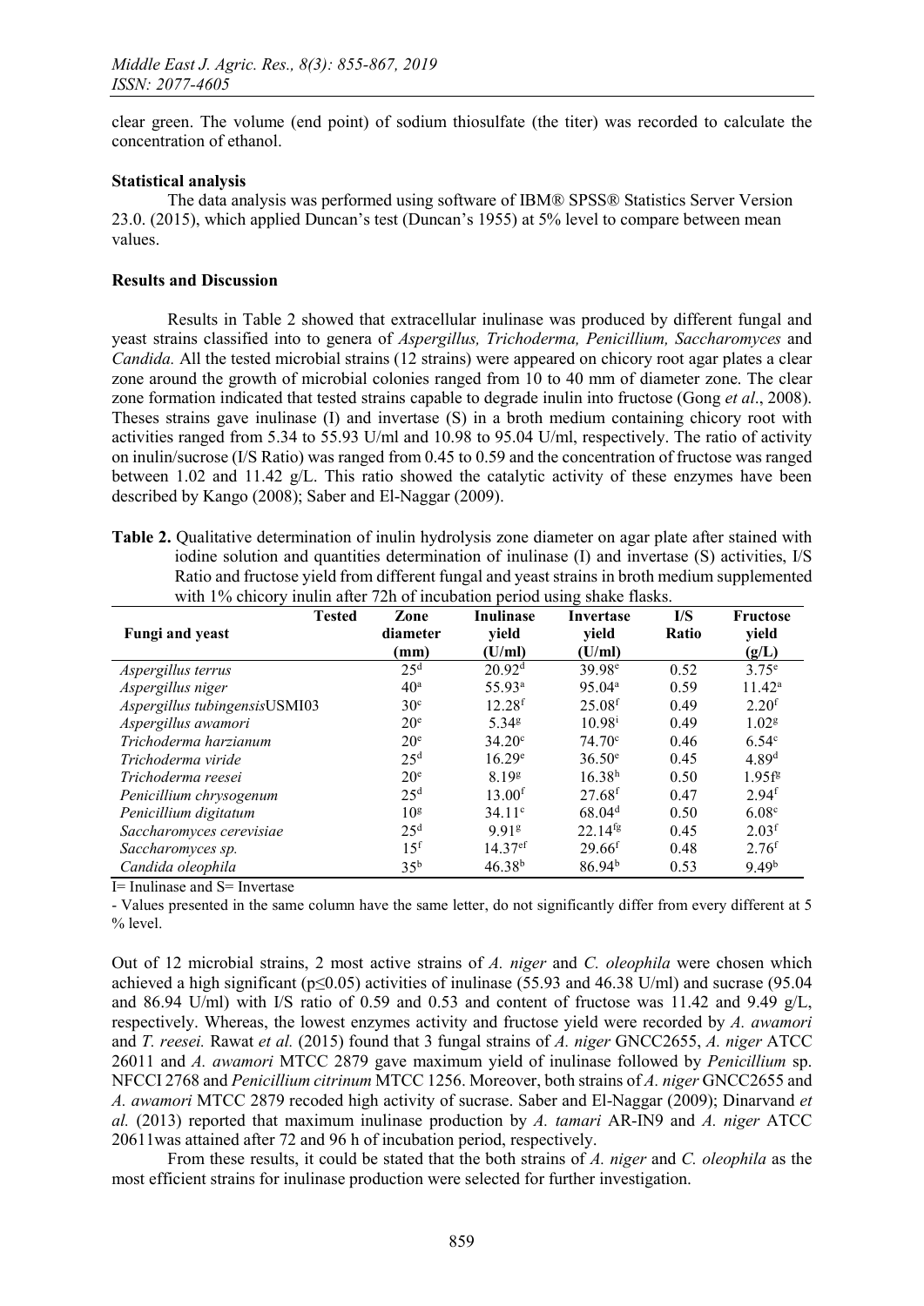clear green. The volume (end point) of sodium thiosulfate (the titer) was recorded to calculate the concentration of ethanol.

**Statistical analysis**

The data analysis was performed using software of IBM® SPSS® Statistics Server Version 23.0. (2015), which applied Duncan's test (Duncan's 1955) at 5% level to compare between mean values.

**Results and Discussion**

Results in Table 2 showed that extracellular inulinase was produced by different fungal and yeast strains classified into to genera of *Aspergillus, Trichoderma, Penicillium, Saccharomyces* and *Candida.* All the tested microbial strains (12 strains) were appeared on chicory root agar plates a clear zone around the growth of microbial colonies ranged from 10 to 40 mm of diameter zone. The clear zone formation indicated that tested strains capable to degrade inulin into fructose (Gong *et al*., 2008). Theses strains gave inulinase (I) and invertase (S) in a broth medium containing chicory root with activities ranged from 5.34 to 55.93 U/ml and 10.98 to 95.04 U/ml, respectively. The ratio of activity on inulin/sucrose (I/S Ratio) was ranged from 0.45 to 0.59 and the concentration of fructose was ranged between 1.02 and 11.42 g/L. This ratio showed the catalytic activity of these enzymes have been described by Kango (2008); Saber and El-Naggar (2009).

**Table 2.** Qualitative determination of inulin hydrolysis zone diameter on agar plate after stained with iodine solution and quantities determination of inulinase (I) and invertase (S) activities, I/S Ratio and fructose yield from different fungal and yeast strains in broth medium supplemented with 1% chicory inulin after 72h of incubation period using shake flasks.

| Tested Fungi and yeast | Zone diameter (mm) | Inulinase yield (U/ml) | Invertase yield (U/ml) | I/S Ratio | Fructose yield (g/L) |
|---|---|---|---|---|---|
| *Aspergillus terrus* | 25[d] | 20.92[d] | 39.98[e] | 0.52 | 3.75[e] |
| *Aspergillus niger* | 40[a] | 55.93[a] | 95.04[a] | 0.59 | 11.42[a] |
| *Aspergillus tubingensis*USMI03 | 30[c] | 12.28[f] | 25.08[f] | 0.49 | 2.20[f] |
| *Aspergillus awamori* | 20[e] | 5.34[g] | 10.98[i] | 0.49 | 1.02[g] |
| *Trichoderma harzianum* | 20[e] | 34.20[c] | 74.70[c] | 0.46 | 6.54[c] |
| *Trichoderma viride* | 25[d] | 16.29[e] | 36.50[e] | 0.45 | 4.89[d] |
| *Trichoderma reesei* | 20[e] | 8.19[g] | 16.38[h] | 0.50 | 1.95f[g] |
| *Penicillium chrysogenum* | 25[d] | 13.00[f] | 27.68[f] | 0.47 | 2.94[f] |
| *Penicillium digitatum* | 10[g] | 34.11[c] | 68.04[d] | 0.50 | 6.08[c] |
| *Saccharomyces cerevisiae* | 25[d] | 9.91[g] | 22.14[fg] | 0.45 | 2.03[f] |
| *Saccharomyces sp.* | 15[f] | 14.37[ef] | 29.66[f] | 0.48 | 2.76[f] |
| *Candida oleophila* | 35[b] | 46.38[b] | 86.94[b] | 0.53 | 9.49[b] |

I= Inulinase and S= Invertase

- Values presented in the same column have the same letter, do not significantly differ from every different at 5 % level.

Out of 12 microbial strains, 2 most active strains of *A. niger* and *C. oleophila* were chosen which achieved a high significant ($p \leq 0.05$) activities of inulinase (55.93 and 46.38 U/ml) and sucrase (95.04 and 86.94 U/ml) with I/S ratio of 0.59 and 0.53 and content of fructose was 11.42 and 9.49 g/L, respectively. Whereas, the lowest enzymes activity and fructose yield were recorded by *A. awamori* and *T. reesei.* Rawat *et al.* (2015) found that 3 fungal strains of *A. niger* GNCC2655, *A. niger* ATCC 26011 and *A. awamori* MTCC 2879 gave maximum yield of inulinase followed by *Penicillium* sp. NFCCI 2768 and *Penicillium citrinum* MTCC 1256. Moreover, both strains of *A. niger* GNCC2655 and *A. awamori* MTCC 2879 recoded high activity of sucrase. Saber and El-Naggar (2009); Dinarvand *et al.* (2013) reported that maximum inulinase production by *A. tamari* AR-IN9 and *A. niger* ATCC 20611was attained after 72 and 96 h of incubation period, respectively.

From these results, it could be stated that the both strains of *A. niger* and *C. oleophila* as the most efficient strains for inulinase production were selected for further investigation.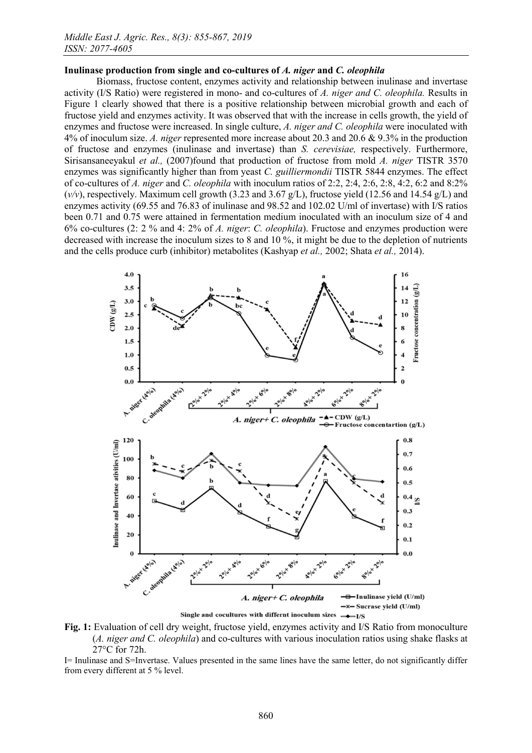**Inulinase production from single and co-cultures of *A. niger* and *C. oleophila***

Biomass, fructose content, enzymes activity and relationship between inulinase and invertase activity (I/S Ratio) were registered in mono- and co-cultures of *A. niger and C. oleophila.* Results in Figure 1 clearly showed that there is a positive relationship between microbial growth and each of fructose yield and enzymes activity. It was observed that with the increase in cells growth, the yield of enzymes and fructose were increased. In single culture, *A. niger and C. oleophila* were inoculated with 4% of inoculum size. *A. niger* represented more increase about 20.3 and 20.6 & 9.3% in the production of fructose and enzymes (inulinase and invertase) than *S. cerevisiae,* respectively. Furthermore, Sirisansaneeyakul *et al.,* (2007)found that production of fructose from mold *A. niger* TISTR 3570 enzymes was significantly higher than from yeast *C. guilliermondii* TISTR 5844 enzymes. The effect of co-cultures of *A. niger* and *C. oleophila* with inoculum ratios of 2:2, 2:4, 2:6, 2:8, 4:2, 6:2 and 8:2% (*v/v*), respectively. Maximum cell growth (3.23 and 3.67 g/L), fructose yield (12.56 and 14.54 g/L) and enzymes activity (69.55 and 76.83 of inulinase and 98.52 and 102.02 U/ml of invertase) with I/S ratios been 0.71 and 0.75 were attained in fermentation medium inoculated with an inoculum size of 4 and 6% co-cultures (2: 2 % and 4: 2% of *A. niger*: *C. oleophila*). Fructose and enzymes production were decreased with increase the inoculum sizes to 8 and 10 %, it might be due to the depletion of nutrients and the cells produce curb (inhibitor) metabolites (Kashyap *et al.,* 2002; Shata *et al.,* 2014).

**Fig. 1:** Evaluation of cell dry weight, fructose yield, enzymes activity and I/S Ratio from monoculture (*A. niger and C. oleophila*) and co-cultures with various inoculation ratios using shake flasks at 27°C for 72h.

I= Inulinase and S=Invertase. Values presented in the same lines have the same letter, do not significantly differ from every different at 5 % level.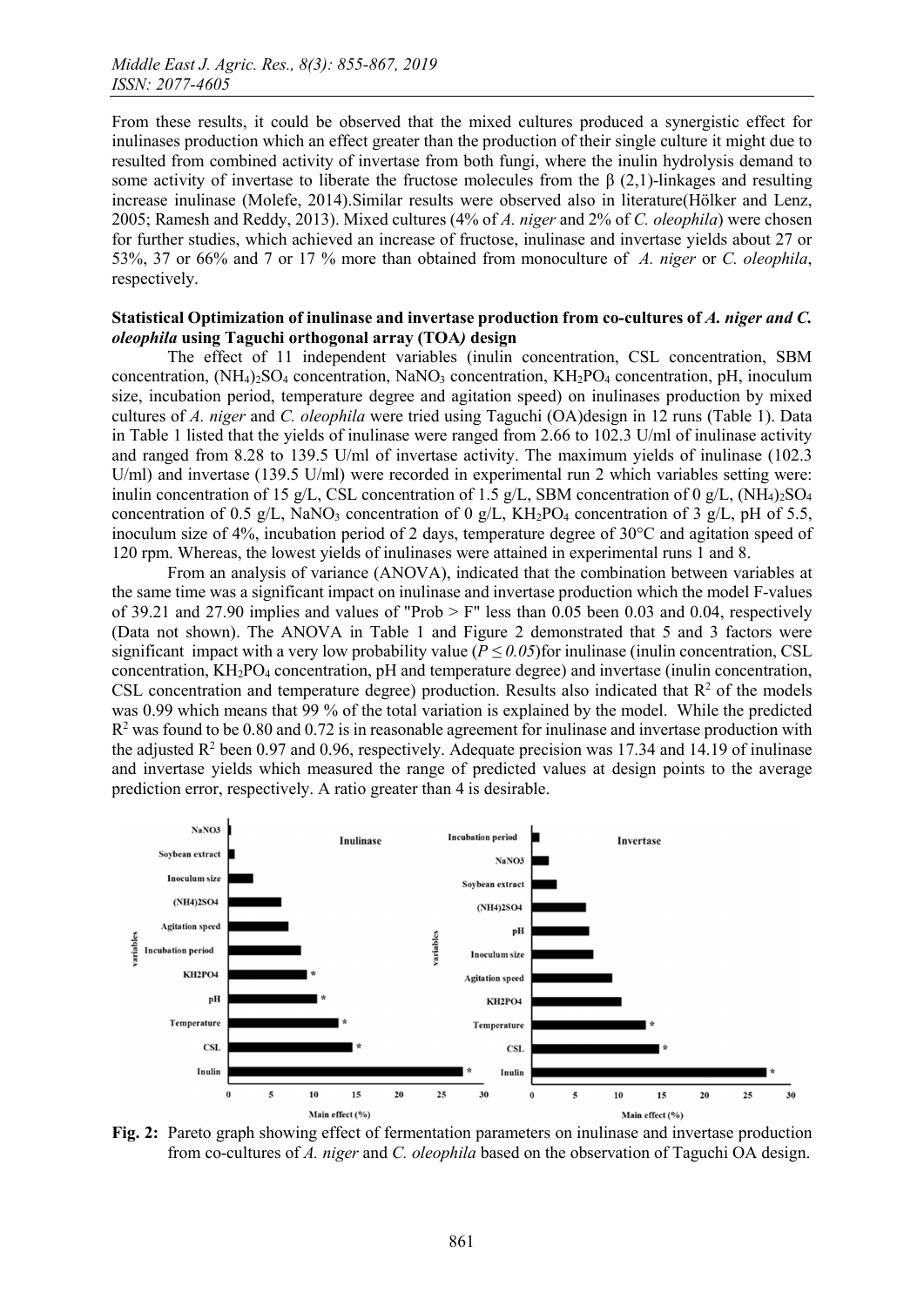From these results, it could be observed that the mixed cultures produced a synergistic effect for inulinases production which an effect greater than the production of their single culture it might due to resulted from combined activity of invertase from both fungi, where the inulin hydrolysis demand to some activity of invertase to liberate the fructose molecules from the β (2,1)-linkages and resulting increase inulinase (Molefe, 2014).Similar results were observed also in literature(Hölker and Lenz, 2005; Ramesh and Reddy, 2013). Mixed cultures (4% of *A. niger* and 2% of *C. oleophila*) were chosen for further studies, which achieved an increase of fructose, inulinase and invertase yields about 27 or 53%, 37 or 66% and 7 or 17 % more than obtained from monoculture of *A. niger* or *C. oleophila*, respectively.

**Statistical Optimization of inulinase and invertase production from co-cultures of *A. niger and C. oleophila* using Taguchi orthogonal array (TOA*)* design**

The effect of 11 independent variables (inulin concentration, CSL concentration, SBM concentration, $(NH_4)_2SO_4$ concentration, $NaNO_3$ concentration, $KH_2PO_4$ concentration, pH, inoculum size, incubation period, temperature degree and agitation speed) on inulinases production by mixed cultures of *A. niger* and *C. oleophila* were tried using Taguchi (OA)design in 12 runs (Table 1). Data in Table 1 listed that the yields of inulinase were ranged from 2.66 to 102.3 U/ml of inulinase activity and ranged from 8.28 to 139.5 U/ml of invertase activity. The maximum yields of inulinase (102.3 U/ml) and invertase (139.5 U/ml) were recorded in experimental run 2 which variables setting were: inulin concentration of 15 g/L, CSL concentration of 1.5 g/L, SBM concentration of 0 g/L, $(NH_4)_2SO_4$ concentration of 0.5 g/L, $NaNO_3$ concentration of 0 g/L, $KH_2PO_4$ concentration of 3 g/L, pH of 5.5, inoculum size of 4%, incubation period of 2 days, temperature degree of 30°C and agitation speed of 120 rpm. Whereas, the lowest yields of inulinases were attained in experimental runs 1 and 8.

From an analysis of variance (ANOVA), indicated that the combination between variables at the same time was a significant impact on inulinase and invertase production which the model F-values of 39.21 and 27.90 implies and values of "Prob > F" less than 0.05 been 0.03 and 0.04, respectively (Data not shown). The ANOVA in Table 1 and Figure 2 demonstrated that 5 and 3 factors were significant impact with a very low probability value ($P \leq 0.05$)for inulinase (inulin concentration, CSL concentration, $KH_2PO_4$ concentration, pH and temperature degree) and invertase (inulin concentration, CSL concentration and temperature degree) production. Results also indicated that $R^2$ of the models was 0.99 which means that 99 % of the total variation is explained by the model. While the predicted $R^2$ was found to be 0.80 and 0.72 is in reasonable agreement for inulinase and invertase production with the adjusted $R^2$ been 0.97 and 0.96, respectively. Adequate precision was 17.34 and 14.19 of inulinase and invertase yields which measured the range of predicted values at design points to the average prediction error, respectively. A ratio greater than 4 is desirable.

**Fig. 2:** Pareto graph showing effect of fermentation parameters on inulinase and invertase production from co-cultures of *A. niger* and *C. oleophila* based on the observation of Taguchi OA design.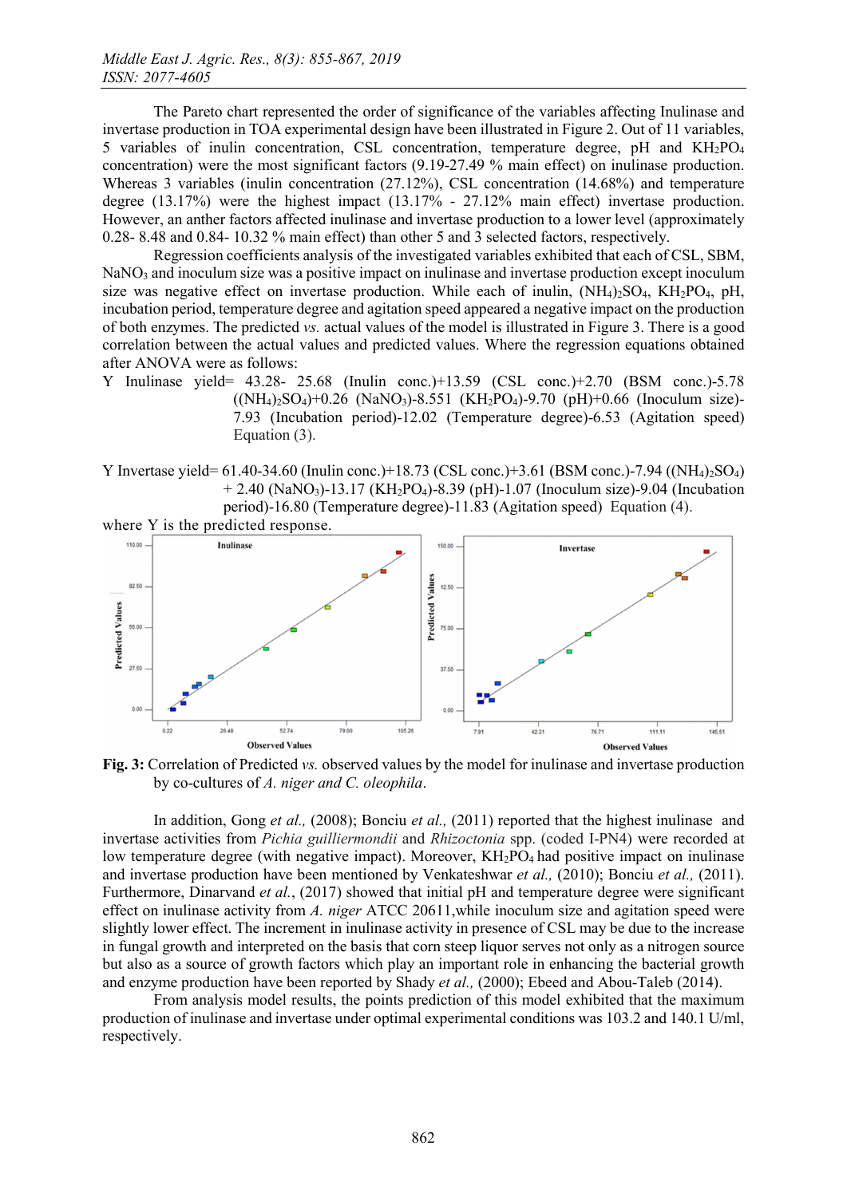The Pareto chart represented the order of significance of the variables affecting Inulinase and invertase production in TOA experimental design have been illustrated in Figure 2. Out of 11 variables, 5 variables of inulin concentration, CSL concentration, temperature degree, pH and $KH_2PO_4$ concentration) were the most significant factors (9.19-27.49 % main effect) on inulinase production. Whereas 3 variables (inulin concentration (27.12%), CSL concentration (14.68%) and temperature degree (13.17%) were the highest impact (13.17% - 27.12% main effect) invertase production. However, an anther factors affected inulinase and invertase production to a lower level (approximately 0.28- 8.48 and 0.84- 10.32 % main effect) than other 5 and 3 selected factors, respectively.

Regression coefficients analysis of the investigated variables exhibited that each of CSL, SBM, $NaNO_3$ and inoculum size was a positive impact on inulinase and invertase production except inoculum size was negative effect on invertase production. While each of inulin, $(NH_4)_2SO_4$, $KH_2PO_4$, pH, incubation period, temperature degree and agitation speed appeared a negative impact on the production of both enzymes. The predicted *vs.* actual values of the model is illustrated in Figure 3. There is a good correlation between the actual values and predicted values. Where the regression equations obtained after ANOVA were as follows:

Y Inulinase yield= 43.28- 25.68 (Inulin conc.)+13.59 (CSL conc.)+2.70 (BSM conc.)-5.78 ($(NH_4)_2SO_4$)+0.26 ($NaNO_3$)-8.551 ($KH_2PO_4$)-9.70 (pH)+0.66 (Inoculum size)-7.93 (Incubation period)-12.02 (Temperature degree)-6.53 (Agitation speed) Equation (3).

Y Invertase yield= 61.40-34.60 (Inulin conc.)+18.73 (CSL conc.)+3.61 (BSM conc.)-7.94 ($(NH_4)_2SO_4$) + 2.40 ($NaNO_3$)-13.17 ($KH_2PO_4$)-8.39 (pH)-1.07 (Inoculum size)-9.04 (Incubation period)-16.80 (Temperature degree)-11.83 (Agitation speed) Equation (4).

where Y is the predicted response.

**Fig. 3:** Correlation of Predicted *vs.* observed values by the model for inulinase and invertase production by co-cultures of *A. niger and C. oleophila*.

In addition, Gong *et al.,* (2008); Bonciu *et al.,* (2011) reported that the highest inulinase and invertase activities from *Pichia guilliermondii* and *Rhizoctonia* spp. (coded I-PN4) were recorded at low temperature degree (with negative impact). Moreover, $KH_2PO_4$ had positive impact on inulinase and invertase production have been mentioned by Venkateshwar *et al.,* (2010); Bonciu *et al.,* (2011). Furthermore, Dinarvand *et al.*, (2017) showed that initial pH and temperature degree were significant effect on inulinase activity from *A. niger* ATCC 20611,while inoculum size and agitation speed were slightly lower effect. The increment in inulinase activity in presence of CSL may be due to the increase in fungal growth and interpreted on the basis that corn steep liquor serves not only as a nitrogen source but also as a source of growth factors which play an important role in enhancing the bacterial growth and enzyme production have been reported by Shady *et al.,* (2000); Ebeed and Abou-Taleb (2014).

From analysis model results, the points prediction of this model exhibited that the maximum production of inulinase and invertase under optimal experimental conditions was 103.2 and 140.1 U/ml, respectively.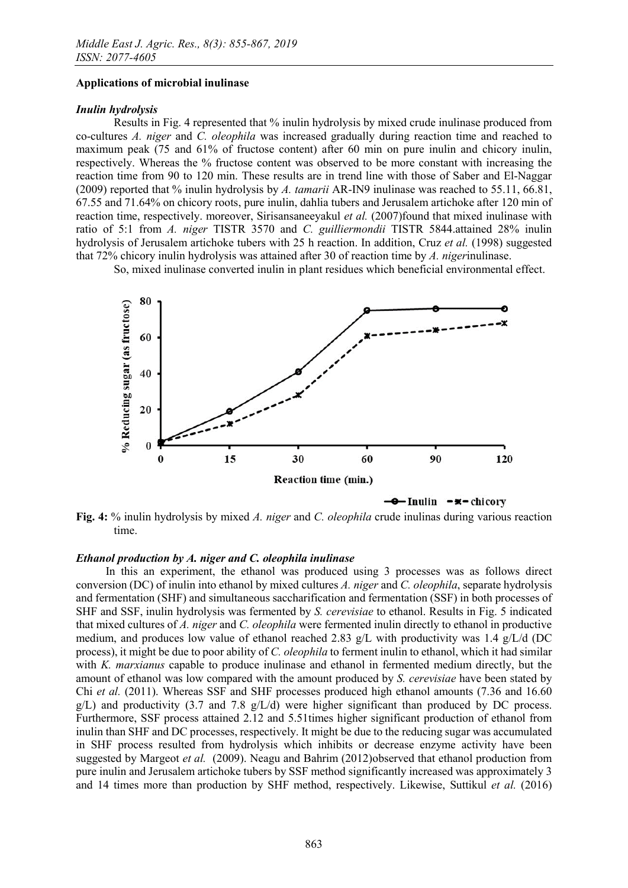**Applications of microbial inulinase**

***Inulin hydrolysis***

Results in Fig. 4 represented that % inulin hydrolysis by mixed crude inulinase produced from co-cultures *A. niger* and *C. oleophila* was increased gradually during reaction time and reached to maximum peak (75 and 61% of fructose content) after 60 min on pure inulin and chicory inulin, respectively. Whereas the % fructose content was observed to be more constant with increasing the reaction time from 90 to 120 min. These results are in trend line with those of Saber and El-Naggar (2009) reported that % inulin hydrolysis by *A. tamarii* AR-IN9 inulinase was reached to 55.11, 66.81, 67.55 and 71.64% on chicory roots, pure inulin, dahlia tubers and Jerusalem artichoke after 120 min of reaction time, respectively. moreover, Sirisansaneeyakul *et al.* (2007)found that mixed inulinase with ratio of 5:1 from *A. niger* TISTR 3570 and *C. guilliermondii* TISTR 5844.attained 28% inulin hydrolysis of Jerusalem artichoke tubers with 25 h reaction. In addition, Cruz *et al.* (1998) suggested that 72% chicory inulin hydrolysis was attained after 30 of reaction time by *A. niger*inulinase.

So, mixed inulinase converted inulin in plant residues which beneficial environmental effect.

**Fig. 4:** % inulin hydrolysis by mixed *A. niger* and *C. oleophila* crude inulinas during various reaction time.

***Ethanol production by A. niger and C. oleophila inulinase***

In this an experiment, the ethanol was produced using 3 processes was as follows direct conversion (DC) of inulin into ethanol by mixed cultures *A. niger* and *C. oleophila*, separate hydrolysis and fermentation (SHF) and simultaneous saccharification and fermentation (SSF) in both processes of SHF and SSF, inulin hydrolysis was fermented by *S. cerevisiae* to ethanol. Results in Fig. 5 indicated that mixed cultures of *A. niger* and *C. oleophila* were fermented inulin directly to ethanol in productive medium, and produces low value of ethanol reached 2.83 g/L with productivity was 1.4 g/L/d (DC process), it might be due to poor ability of *C. oleophila* to ferment inulin to ethanol, which it had similar with *K. marxianus* capable to produce inulinase and ethanol in fermented medium directly, but the amount of ethanol was low compared with the amount produced by *S. cerevisiae* have been stated by Chi *et al.* (2011). Whereas SSF and SHF processes produced high ethanol amounts (7.36 and 16.60 g/L) and productivity (3.7 and 7.8 g/L/d) were higher significant than produced by DC process. Furthermore, SSF process attained 2.12 and 5.51times higher significant production of ethanol from inulin than SHF and DC processes, respectively. It might be due to the reducing sugar was accumulated in SHF process resulted from hydrolysis which inhibits or decrease enzyme activity have been suggested by Margeot *et al.* (2009). Neagu and Bahrim (2012)observed that ethanol production from pure inulin and Jerusalem artichoke tubers by SSF method significantly increased was approximately 3 and 14 times more than production by SHF method, respectively. Likewise, Suttikul *et al.* (2016)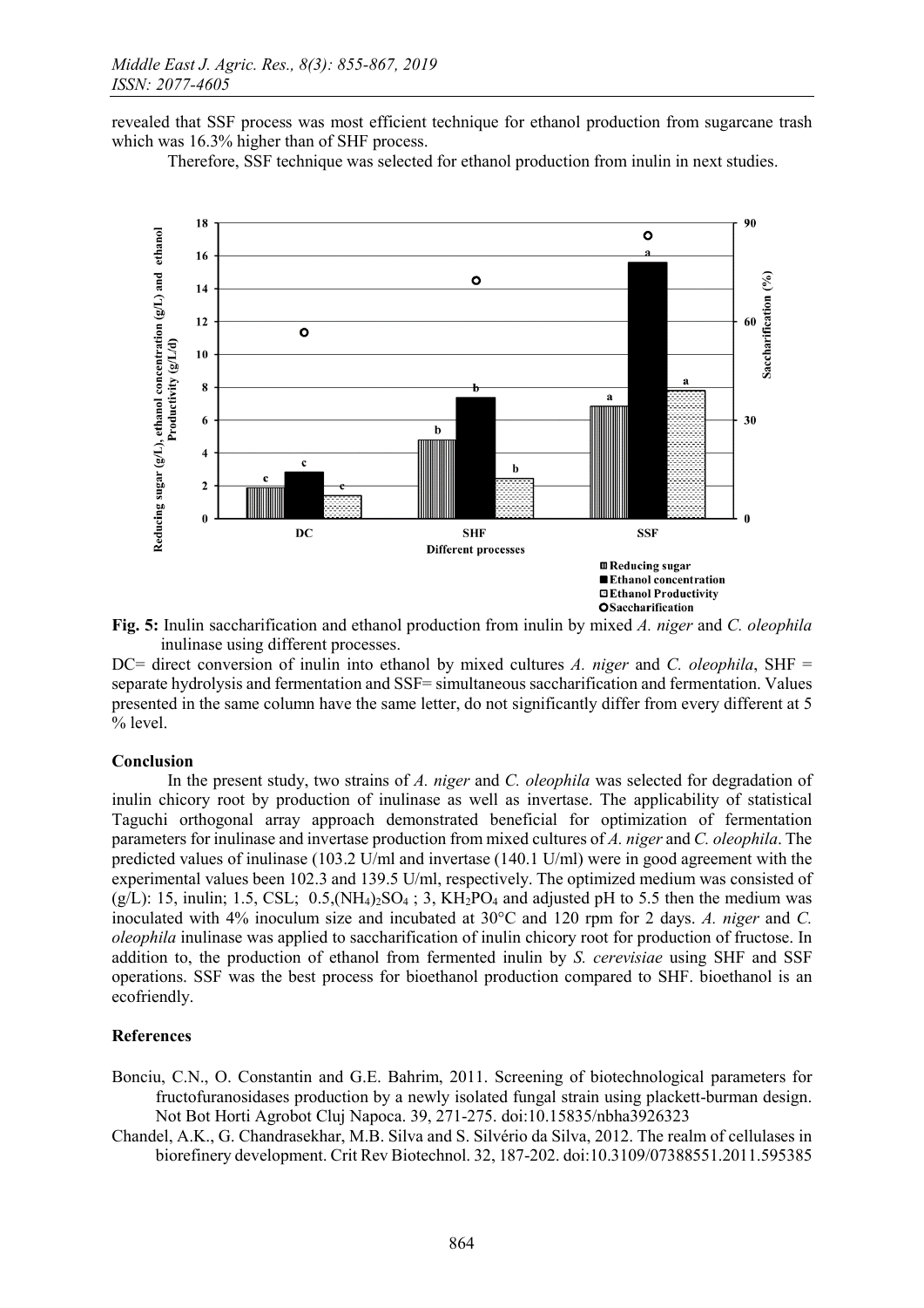revealed that SSF process was most efficient technique for ethanol production from sugarcane trash which was 16.3% higher than of SHF process.

Therefore, SSF technique was selected for ethanol production from inulin in next studies.

**Fig. 5:** Inulin saccharification and ethanol production from inulin by mixed *A. niger* and *C. oleophila* inulinase using different processes.

DC= direct conversion of inulin into ethanol by mixed cultures *A. niger* and *C. oleophila*, SHF = separate hydrolysis and fermentation and SSF= simultaneous saccharification and fermentation. Values presented in the same column have the same letter, do not significantly differ from every different at 5 % level.

## Conclusion

In the present study, two strains of *A. niger* and *C. oleophila* was selected for degradation of inulin chicory root by production of inulinase as well as invertase. The applicability of statistical Taguchi orthogonal array approach demonstrated beneficial for optimization of fermentation parameters for inulinase and invertase production from mixed cultures of *A. niger* and *C. oleophila*. The predicted values of inulinase (103.2 U/ml and invertase (140.1 U/ml) were in good agreement with the experimental values been 102.3 and 139.5 U/ml, respectively. The optimized medium was consisted of (g/L): 15, inulin; 1.5, CSL; 0.5,$(NH_4)_2SO_4$ ; 3, $KH_2PO_4$ and adjusted pH to 5.5 then the medium was inoculated with 4% inoculum size and incubated at 30°C and 120 rpm for 2 days. *A. niger* and *C. oleophila* inulinase was applied to saccharification of inulin chicory root for production of fructose. In addition to, the production of ethanol from fermented inulin by *S. cerevisiae* using SHF and SSF operations. SSF was the best process for bioethanol production compared to SHF. bioethanol is an ecofriendly.

## References

Bonciu, C.N., O. Constantin and G.E. Bahrim, 2011. Screening of biotechnological parameters for fructofuranosidases production by a newly isolated fungal strain using plackett-burman design. Not Bot Horti Agrobot Cluj Napoca. 39, 271-275. doi:10.15835/nbha3926323

Chandel, A.K., G. Chandrasekhar, M.B. Silva and S. Silvério da Silva, 2012. The realm of cellulases in biorefinery development. Crit Rev Biotechnol. 32, 187-202. doi:10.3109/07388551.2011.595385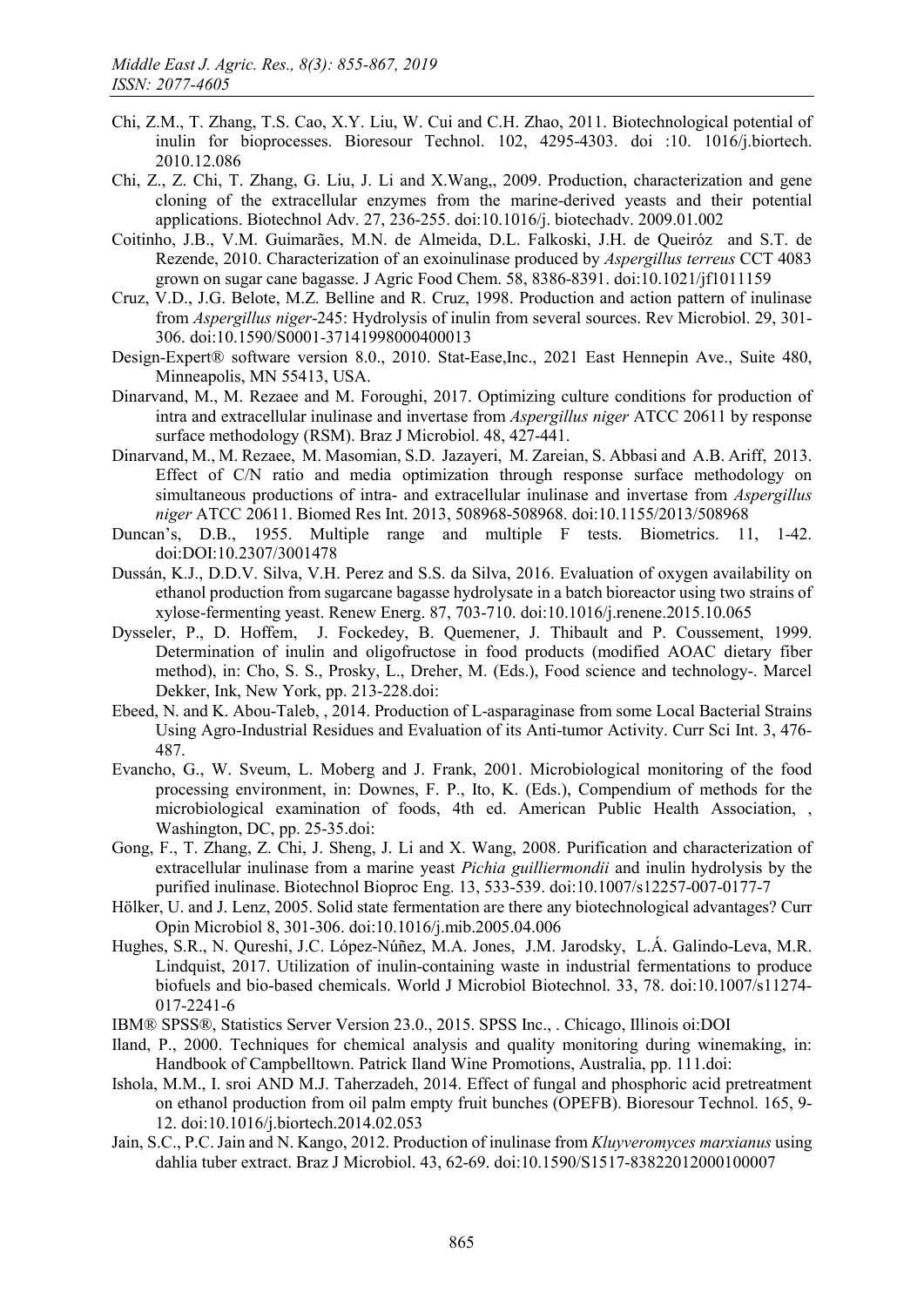Chi, Z.M., T. Zhang, T.S. Cao, X.Y. Liu, W. Cui and C.H. Zhao, 2011. Biotechnological potential of inulin for bioprocesses. Bioresour Technol. 102, 4295-4303. doi :10. 1016/j.biortech. 2010.12.086

Chi, Z., Z. Chi, T. Zhang, G. Liu, J. Li and X.Wang,, 2009. Production, characterization and gene cloning of the extracellular enzymes from the marine-derived yeasts and their potential applications. Biotechnol Adv. 27, 236-255. doi:10.1016/j. biotechadv. 2009.01.002

Coitinho, J.B., V.M. Guimarães, M.N. de Almeida, D.L. Falkoski, J.H. de Queiróz and S.T. de Rezende, 2010. Characterization of an exoinulinase produced by *Aspergillus terreus* CCT 4083 grown on sugar cane bagasse. J Agric Food Chem. 58, 8386-8391. doi:10.1021/jf1011159

Cruz, V.D., J.G. Belote, M.Z. Belline and R. Cruz, 1998. Production and action pattern of inulinase from *Aspergillus niger*-245: Hydrolysis of inulin from several sources. Rev Microbiol. 29, 301-306. doi:10.1590/S0001-37141998000400013

Design-Expert® software version 8.0., 2010. Stat-Ease,Inc., 2021 East Hennepin Ave., Suite 480, Minneapolis, MN 55413, USA.

Dinarvand, M., M. Rezaee and M. Foroughi, 2017. Optimizing culture conditions for production of intra and extracellular inulinase and invertase from *Aspergillus niger* ATCC 20611 by response surface methodology (RSM). Braz J Microbiol. 48, 427-441.

Dinarvand, M., M. Rezaee, M. Masomian, S.D. Jazayeri, M. Zareian, S. Abbasi and A.B. Ariff, 2013. Effect of C/N ratio and media optimization through response surface methodology on simultaneous productions of intra- and extracellular inulinase and invertase from *Aspergillus niger* ATCC 20611. Biomed Res Int. 2013, 508968-508968. doi:10.1155/2013/508968

Duncan's, D.B., 1955. Multiple range and multiple F tests. Biometrics. 11, 1-42. doi:DOI:10.2307/3001478

Dussán, K.J., D.D.V. Silva, V.H. Perez and S.S. da Silva, 2016. Evaluation of oxygen availability on ethanol production from sugarcane bagasse hydrolysate in a batch bioreactor using two strains of xylose-fermenting yeast. Renew Energ. 87, 703-710. doi:10.1016/j.renene.2015.10.065

Dysseler, P., D. Hoffem, J. Fockedey, B. Quemener, J. Thibault and P. Coussement, 1999. Determination of inulin and oligofructose in food products (modified AOAC dietary fiber method), in: Cho, S. S., Prosky, L., Dreher, M. (Eds.), Food science and technology-. Marcel Dekker, Ink, New York, pp. 213-228.doi:

Ebeed, N. and K. Abou-Taleb, , 2014. Production of L-asparaginase from some Local Bacterial Strains Using Agro-Industrial Residues and Evaluation of its Anti-tumor Activity. Curr Sci Int. 3, 476-487.

Evancho, G., W. Sveum, L. Moberg and J. Frank, 2001. Microbiological monitoring of the food processing environment, in: Downes, F. P., Ito, K. (Eds.), Compendium of methods for the microbiological examination of foods, 4th ed. American Public Health Association, , Washington, DC, pp. 25-35.doi:

Gong, F., T. Zhang, Z. Chi, J. Sheng, J. Li and X. Wang, 2008. Purification and characterization of extracellular inulinase from a marine yeast *Pichia guilliermondii* and inulin hydrolysis by the purified inulinase. Biotechnol Bioproc Eng. 13, 533-539. doi:10.1007/s12257-007-0177-7

Hölker, U. and J. Lenz, 2005. Solid state fermentation are there any biotechnological advantages? Curr Opin Microbiol 8, 301-306. doi:10.1016/j.mib.2005.04.006

Hughes, S.R., N. Qureshi, J.C. López-Núñez, M.A. Jones, J.M. Jarodsky, L.Á. Galindo-Leva, M.R. Lindquist, 2017. Utilization of inulin-containing waste in industrial fermentations to produce biofuels and bio-based chemicals. World J Microbiol Biotechnol. 33, 78. doi:10.1007/s11274-017-2241-6

IBM® SPSS®, Statistics Server Version 23.0., 2015. SPSS Inc., . Chicago, Illinois oi:DOI

Iland, P., 2000. Techniques for chemical analysis and quality monitoring during winemaking, in: Handbook of Campbelltown. Patrick Iland Wine Promotions, Australia, pp. 111.doi:

Ishola, M.M., I. sroi AND M.J. Taherzadeh, 2014. Effect of fungal and phosphoric acid pretreatment on ethanol production from oil palm empty fruit bunches (OPEFB). Bioresour Technol. 165, 9-12. doi:10.1016/j.biortech.2014.02.053

Jain, S.C., P.C. Jain and N. Kango, 2012. Production of inulinase from *Kluyveromyces marxianus* using dahlia tuber extract. Braz J Microbiol. 43, 62-69. doi:10.1590/S1517-83822012000100007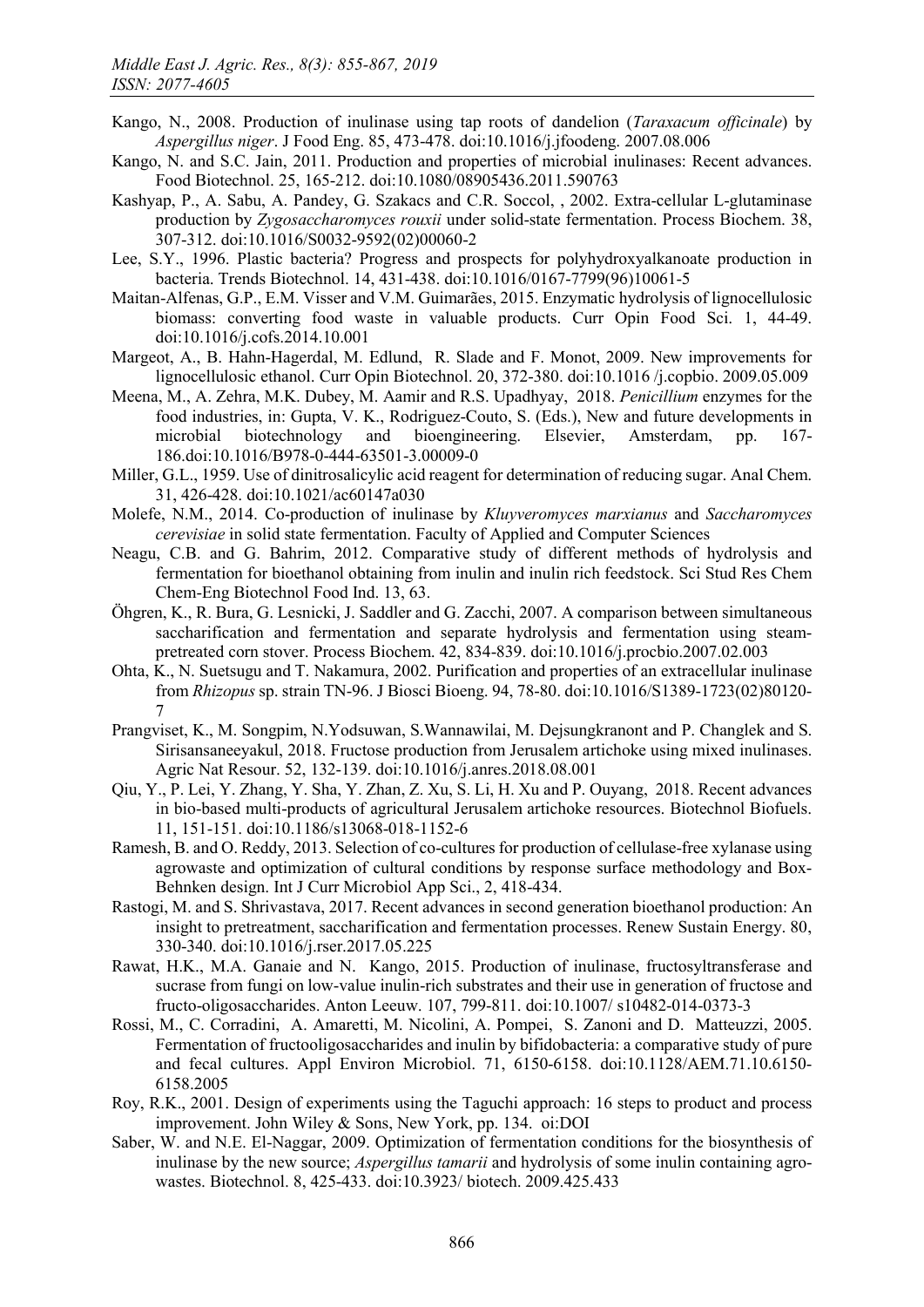Kango, N., 2008. Production of inulinase using tap roots of dandelion (*Taraxacum officinale*) by *Aspergillus niger*. J Food Eng. 85, 473-478. doi:10.1016/j.jfoodeng. 2007.08.006

Kango, N. and S.C. Jain, 2011. Production and properties of microbial inulinases: Recent advances. Food Biotechnol. 25, 165-212. doi:10.1080/08905436.2011.590763

Kashyap, P., A. Sabu, A. Pandey, G. Szakacs and C.R. Soccol, , 2002. Extra-cellular L-glutaminase production by *Zygosaccharomyces rouxii* under solid-state fermentation. Process Biochem. 38, 307-312. doi:10.1016/S0032-9592(02)00060-2

Lee, S.Y., 1996. Plastic bacteria? Progress and prospects for polyhydroxyalkanoate production in bacteria. Trends Biotechnol. 14, 431-438. doi:10.1016/0167-7799(96)10061-5

Maitan-Alfenas, G.P., E.M. Visser and V.M. Guimarães, 2015. Enzymatic hydrolysis of lignocellulosic biomass: converting food waste in valuable products. Curr Opin Food Sci. 1, 44-49. doi:10.1016/j.cofs.2014.10.001

Margeot, A., B. Hahn-Hagerdal, M. Edlund, R. Slade and F. Monot, 2009. New improvements for lignocellulosic ethanol. Curr Opin Biotechnol. 20, 372-380. doi:10.1016 /j.copbio. 2009.05.009

Meena, M., A. Zehra, M.K. Dubey, M. Aamir and R.S. Upadhyay, 2018. *Penicillium* enzymes for the food industries, in: Gupta, V. K., Rodriguez-Couto, S. (Eds.), New and future developments in microbial biotechnology and bioengineering. Elsevier, Amsterdam, pp. 167-186.doi:10.1016/B978-0-444-63501-3.00009-0

Miller, G.L., 1959. Use of dinitrosalicylic acid reagent for determination of reducing sugar. Anal Chem. 31, 426-428. doi:10.1021/ac60147a030

Molefe, N.M., 2014. Co-production of inulinase by *Kluyveromyces marxianus* and *Saccharomyces cerevisiae* in solid state fermentation. Faculty of Applied and Computer Sciences

Neagu, C.B. and G. Bahrim, 2012. Comparative study of different methods of hydrolysis and fermentation for bioethanol obtaining from inulin and inulin rich feedstock. Sci Stud Res Chem Chem-Eng Biotechnol Food Ind. 13, 63.

Öhgren, K., R. Bura, G. Lesnicki, J. Saddler and G. Zacchi, 2007. A comparison between simultaneous saccharification and fermentation and separate hydrolysis and fermentation using steam-pretreated corn stover. Process Biochem. 42, 834-839. doi:10.1016/j.procbio.2007.02.003

Ohta, K., N. Suetsugu and T. Nakamura, 2002. Purification and properties of an extracellular inulinase from *Rhizopus* sp. strain TN-96. J Biosci Bioeng. 94, 78-80. doi:10.1016/S1389-1723(02)80120-7

Prangviset, K., M. Songpim, N.Yodsuwan, S.Wannawilai, M. Dejsungkranont and P. Changlek and S. Sirisansaneeyakul, 2018. Fructose production from Jerusalem artichoke using mixed inulinases. Agric Nat Resour. 52, 132-139. doi:10.1016/j.anres.2018.08.001

Qiu, Y., P. Lei, Y. Zhang, Y. Sha, Y. Zhan, Z. Xu, S. Li, H. Xu and P. Ouyang, 2018. Recent advances in bio-based multi-products of agricultural Jerusalem artichoke resources. Biotechnol Biofuels. 11, 151-151. doi:10.1186/s13068-018-1152-6

Ramesh, B. and O. Reddy, 2013. Selection of co-cultures for production of cellulase-free xylanase using agrowaste and optimization of cultural conditions by response surface methodology and Box-Behnken design. Int J Curr Microbiol App Sci., 2, 418-434.

Rastogi, M. and S. Shrivastava, 2017. Recent advances in second generation bioethanol production: An insight to pretreatment, saccharification and fermentation processes. Renew Sustain Energy. 80, 330-340. doi:10.1016/j.rser.2017.05.225

Rawat, H.K., M.A. Ganaie and N. Kango, 2015. Production of inulinase, fructosyltransferase and sucrase from fungi on low-value inulin-rich substrates and their use in generation of fructose and fructo-oligosaccharides. Anton Leeuw. 107, 799-811. doi:10.1007/ s10482-014-0373-3

Rossi, M., C. Corradini, A. Amaretti, M. Nicolini, A. Pompei, S. Zanoni and D. Matteuzzi, 2005. Fermentation of fructooligosaccharides and inulin by bifidobacteria: a comparative study of pure and fecal cultures. Appl Environ Microbiol. 71, 6150-6158. doi:10.1128/AEM.71.10.6150-6158.2005

Roy, R.K., 2001. Design of experiments using the Taguchi approach: 16 steps to product and process improvement. John Wiley & Sons, New York, pp. 134. oi:DOI

Saber, W. and N.E. El-Naggar, 2009. Optimization of fermentation conditions for the biosynthesis of inulinase by the new source; *Aspergillus tamarii* and hydrolysis of some inulin containing agro-wastes. Biotechnol. 8, 425-433. doi:10.3923/ biotech. 2009.425.433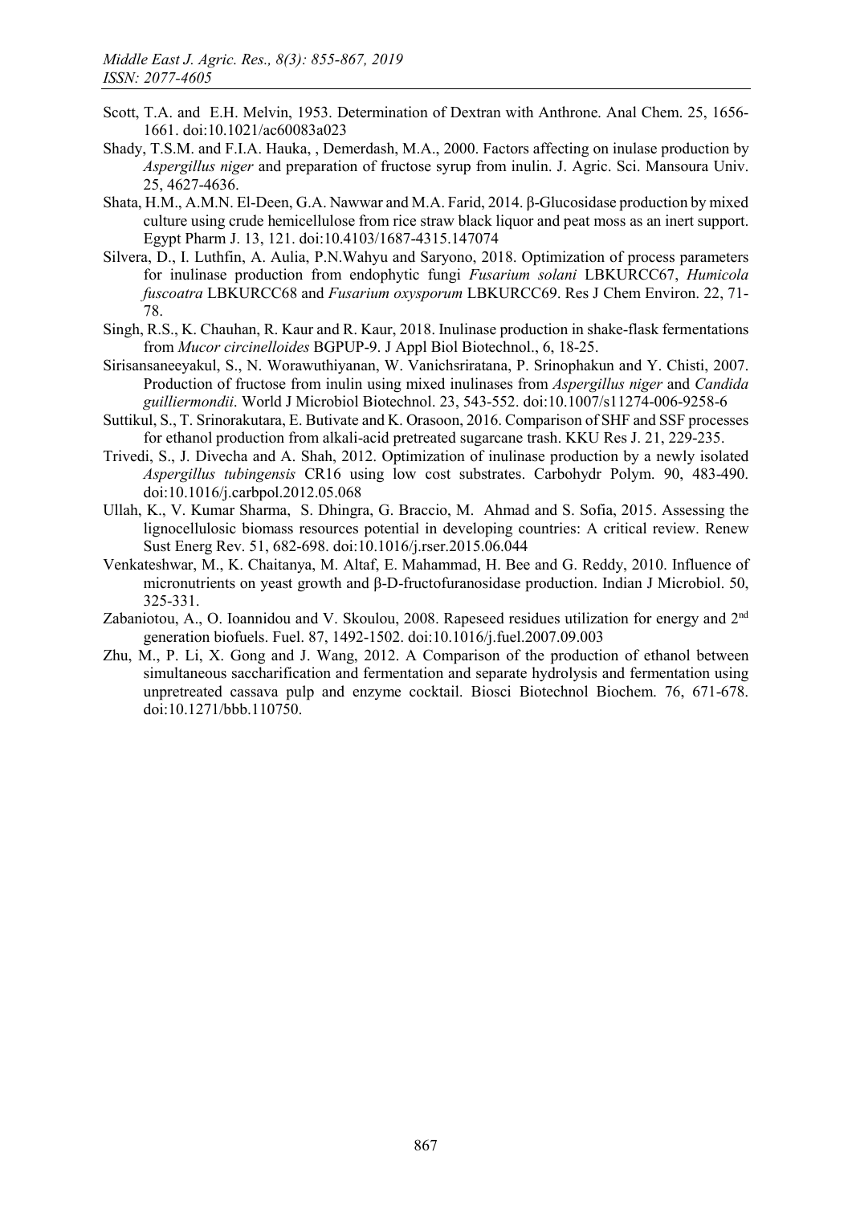Scott, T.A. and E.H. Melvin, 1953. Determination of Dextran with Anthrone. Anal Chem. 25, 1656-1661. doi:10.1021/ac60083a023

Shady, T.S.M. and F.I.A. Hauka, , Demerdash, M.A., 2000. Factors affecting on inulase production by *Aspergillus niger* and preparation of fructose syrup from inulin. J. Agric. Sci. Mansoura Univ. 25, 4627-4636.

Shata, H.M., A.M.N. El-Deen, G.A. Nawwar and M.A. Farid, 2014. β-Glucosidase production by mixed culture using crude hemicellulose from rice straw black liquor and peat moss as an inert support. Egypt Pharm J. 13, 121. doi:10.4103/1687-4315.147074

Silvera, D., I. Luthfin, A. Aulia, P.N.Wahyu and Saryono, 2018. Optimization of process parameters for inulinase production from endophytic fungi *Fusarium solani* LBKURCC67, *Humicola fuscoatra* LBKURCC68 and *Fusarium oxysporum* LBKURCC69. Res J Chem Environ. 22, 71-78.

Singh, R.S., K. Chauhan, R. Kaur and R. Kaur, 2018. Inulinase production in shake-flask fermentations from *Mucor circinelloides* BGPUP-9. J Appl Biol Biotechnol., 6, 18-25.

Sirisansaneeyakul, S., N. Worawuthiyanan, W. Vanichsriratana, P. Srinophakun and Y. Chisti, 2007. Production of fructose from inulin using mixed inulinases from *Aspergillus niger* and *Candida guilliermondii*. World J Microbiol Biotechnol. 23, 543-552. doi:10.1007/s11274-006-9258-6

Suttikul, S., T. Srinorakutara, E. Butivate and K. Orasoon, 2016. Comparison of SHF and SSF processes for ethanol production from alkali-acid pretreated sugarcane trash. KKU Res J. 21, 229-235.

Trivedi, S., J. Divecha and A. Shah, 2012. Optimization of inulinase production by a newly isolated *Aspergillus tubingensis* CR16 using low cost substrates. Carbohydr Polym. 90, 483-490. doi:10.1016/j.carbpol.2012.05.068

Ullah, K., V. Kumar Sharma, S. Dhingra, G. Braccio, M. Ahmad and S. Sofia, 2015. Assessing the lignocellulosic biomass resources potential in developing countries: A critical review. Renew Sust Energ Rev. 51, 682-698. doi:10.1016/j.rser.2015.06.044

Venkateshwar, M., K. Chaitanya, M. Altaf, E. Mahammad, H. Bee and G. Reddy, 2010. Influence of micronutrients on yeast growth and β-D-fructofuranosidase production. Indian J Microbiol. 50, 325-331.

Zabaniotou, A., O. Ioannidou and V. Skoulou, 2008. Rapeseed residues utilization for energy and 2nd generation biofuels. Fuel. 87, 1492-1502. doi:10.1016/j.fuel.2007.09.003

Zhu, M., P. Li, X. Gong and J. Wang, 2012. A Comparison of the production of ethanol between simultaneous saccharification and fermentation and separate hydrolysis and fermentation using unpretreated cassava pulp and enzyme cocktail. Biosci Biotechnol Biochem. 76, 671-678. doi:10.1271/bbb.110750.